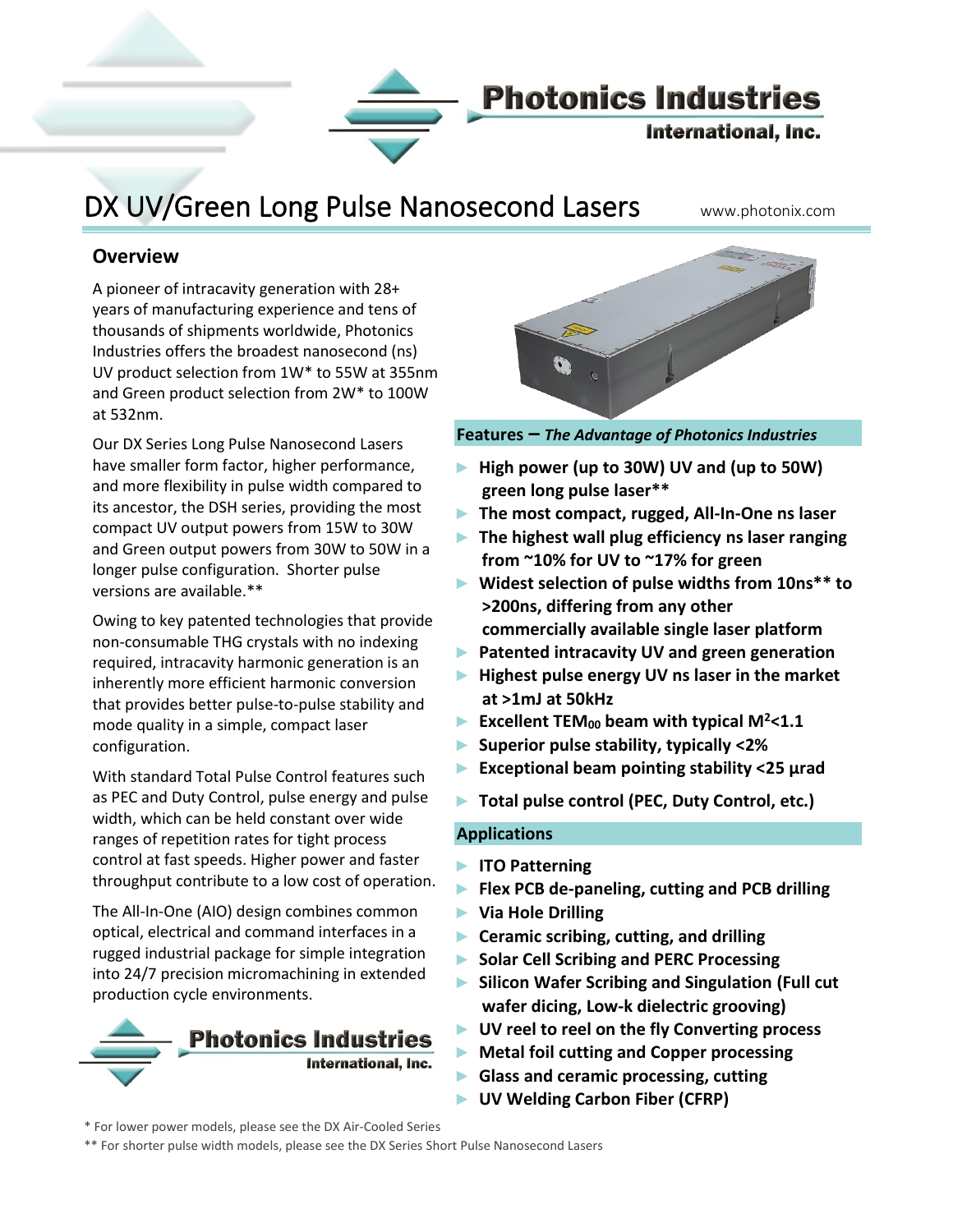# DX UV/Green Long Pulse Nanosecond Lasers

www.photonix.com

## Overview

A pioneer of intracavity generation with 28+ years of manufacturing experience and tens of thousands of shipments worldwide, Photonics Industries offers the broadest nanosecond (ns) UV product selection from 1W* to 55W at 355nm and Green product selection from 2W* to 100W at 532nm.

Our DX Series Long Pulse Nanosecond Lasers have smaller form factor, higher performance, and more flexibility in pulse width compared to its ancestor, the DSH series, providing the most compact UV output powers from 15W to 30W and Green output powers from 30W to 50W in a longer pulse configuration. Shorter pulse versions are available.**

Owing to key patented technologies that provide non-consumable THG crystals with no indexing required, intracavity harmonic generation is an inherently more efficient harmonic conversion that provides better pulse-to-pulse stability and mode quality in a simple, compact laser configuration.

With standard Total Pulse Control features such as PEC and Duty Control, pulse energy and pulse width, which can be held constant over wide ranges of repetition rates for tight process control at fast speeds. Higher power and faster throughput contribute to a low cost of operation.

The All-In-One (AIO) design combines common optical, electrical and command interfaces in a rugged industrial package for simple integration into 24/7 precision micromachining in extended production cycle environments.

## Features – *The Advantage of Photonics Industries*

- **High power (up to 30W) UV and (up to 50W) green long pulse laser****
- **The most compact, rugged, All-In-One ns laser**
- **The highest wall plug efficiency ns laser ranging from ~10% for UV to ~17% for green**
- **Widest selection of pulse widths from 10ns** to >200ns, differing from any other commercially available single laser platform**
- **Patented intracavity UV and green generation**
- **Highest pulse energy UV ns laser in the market at >1mJ at 50kHz**
- **Excellent $TEM_{00}$ beam with typical $M^2$<1.1**
- **Superior pulse stability, typically <2%**
- **Exceptional beam pointing stability <25 µrad**
- **Total pulse control (PEC, Duty Control, etc.)**

## Applications

- **ITO Patterning**
- **Flex PCB de-paneling, cutting and PCB drilling**
- **Via Hole Drilling**
- **Ceramic scribing, cutting, and drilling**
- **Solar Cell Scribing and PERC Processing**
- **Silicon Wafer Scribing and Singulation (Full cut wafer dicing, Low-k dielectric grooving)**
- **UV reel to reel on the fly Converting process**
- **Metal foil cutting and Copper processing**
- **Glass and ceramic processing, cutting**
- **UV Welding Carbon Fiber (CFRP)**

\* For lower power models, please see the DX Air-Cooled Series

** For shorter pulse width models, please see the DX Series Short Pulse Nanosecond Lasers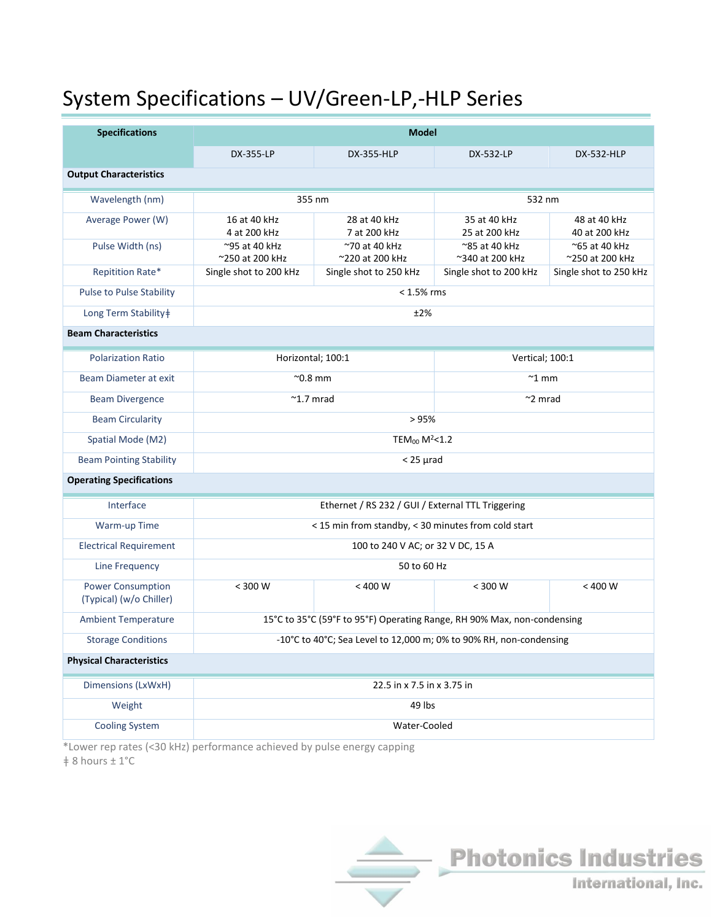# System Specifications – UV/Green-LP,-HLP Series

| Specifications | Model | | | |
|---|---|---|---|---|
| | DX-355-LP | DX-355-HLP | DX-532-LP | DX-532-HLP |
| **Output Characteristics** | | | | |
| Wavelength (nm) | 355 nm | | 532 nm | |
| Average Power (W) | 16 at 40 kHz<br>4 at 200 kHz | 28 at 40 kHz<br>7 at 200 kHz | 35 at 40 kHz<br>25 at 200 kHz | 48 at 40 kHz<br>40 at 200 kHz |
| Pulse Width (ns) | ~95 at 40 kHz<br>~250 at 200 kHz | ~70 at 40 kHz<br>~220 at 200 kHz | ~85 at 40 kHz<br>~340 at 200 kHz | ~65 at 40 kHz<br>~250 at 200 kHz |
| Repitition Rate* | Single shot to 200 kHz | Single shot to 250 kHz | Single shot to 200 kHz | Single shot to 250 kHz |
| Pulse to Pulse Stability | < 1.5% rms | | | |
| Long Term Stability‡ | ±2% | | | |
| **Beam Characteristics** | | | | |
| Polarization Ratio | Horizontal; 100:1 | | Vertical; 100:1 | |
| Beam Diameter at exit | ~0.8 mm | | ~1 mm | |
| Beam Divergence | ~1.7 mrad | | ~2 mrad | |
| Beam Circularity | > 95% | | | |
| Spatial Mode (M2) | $TEM_{00}$ $M^2$<1.2 | | | |
| Beam Pointing Stability | < 25 µrad | | | |
| **Operating Specifications** | | | | |
| Interface | Ethernet / RS 232 / GUI / External TTL Triggering | | | |
| Warm-up Time | < 15 min from standby, < 30 minutes from cold start | | | |
| Electrical Requirement | 100 to 240 V AC; or 32 V DC, 15 A | | | |
| Line Frequency | 50 to 60 Hz | | | |
| Power Consumption (Typical) (w/o Chiller) | < 300 W | < 400 W | < 300 W | < 400 W |
| Ambient Temperature | 15°C to 35°C (59°F to 95°F) Operating Range, RH 90% Max, non-condensing | | | |
| Storage Conditions | -10°C to 40°C; Sea Level to 12,000 m; 0% to 90% RH, non-condensing | | | |
| **Physical Characteristics** | | | | |
| Dimensions (LxWxH) | 22.5 in x 7.5 in x 3.75 in | | | |
| Weight | 49 lbs | | | |
| Cooling System | Water-Cooled | | | |

*Lower rep rates (<30 kHz) performance achieved by pulse energy capping
‡ 8 hours ± 1°C

Photonics Industries International, Inc.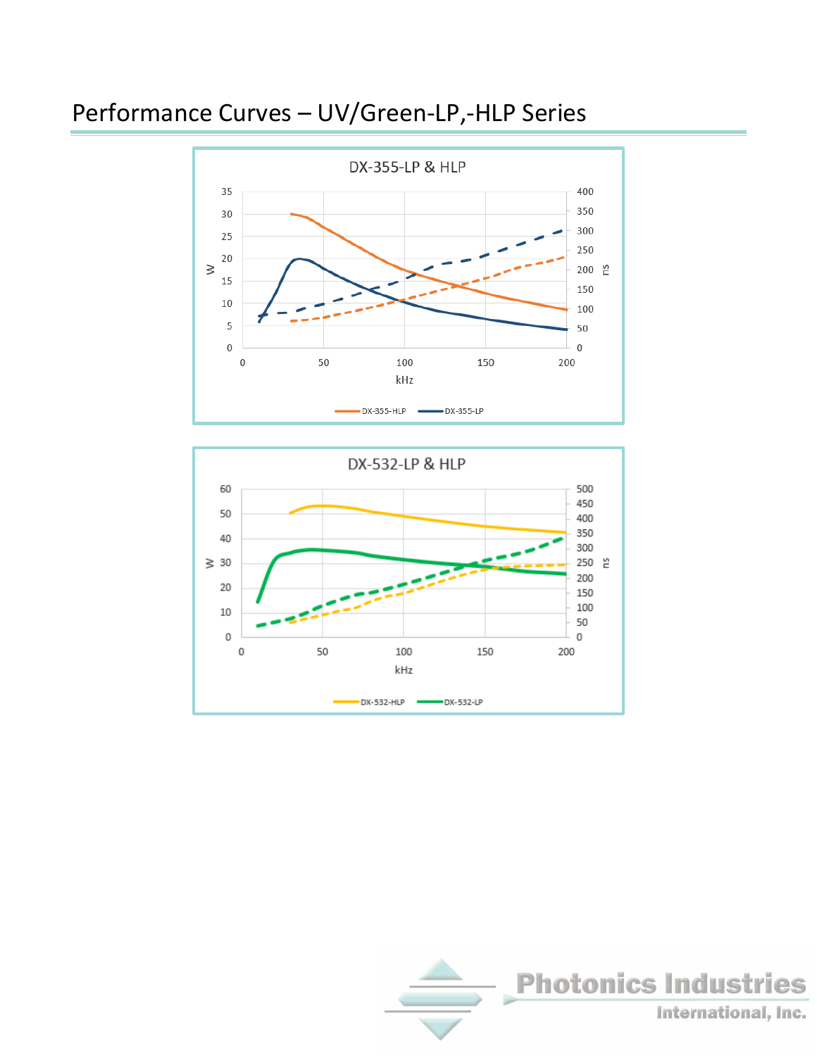# Performance Curves – UV/Green-LP,-HLP Series

DX-355-LP & HLP

W | ns | kHz

DX-355-HLP  DX-355-LP

DX-532-LP & HLP

W | ns | kHz

DX-532-HLP  DX-532-LP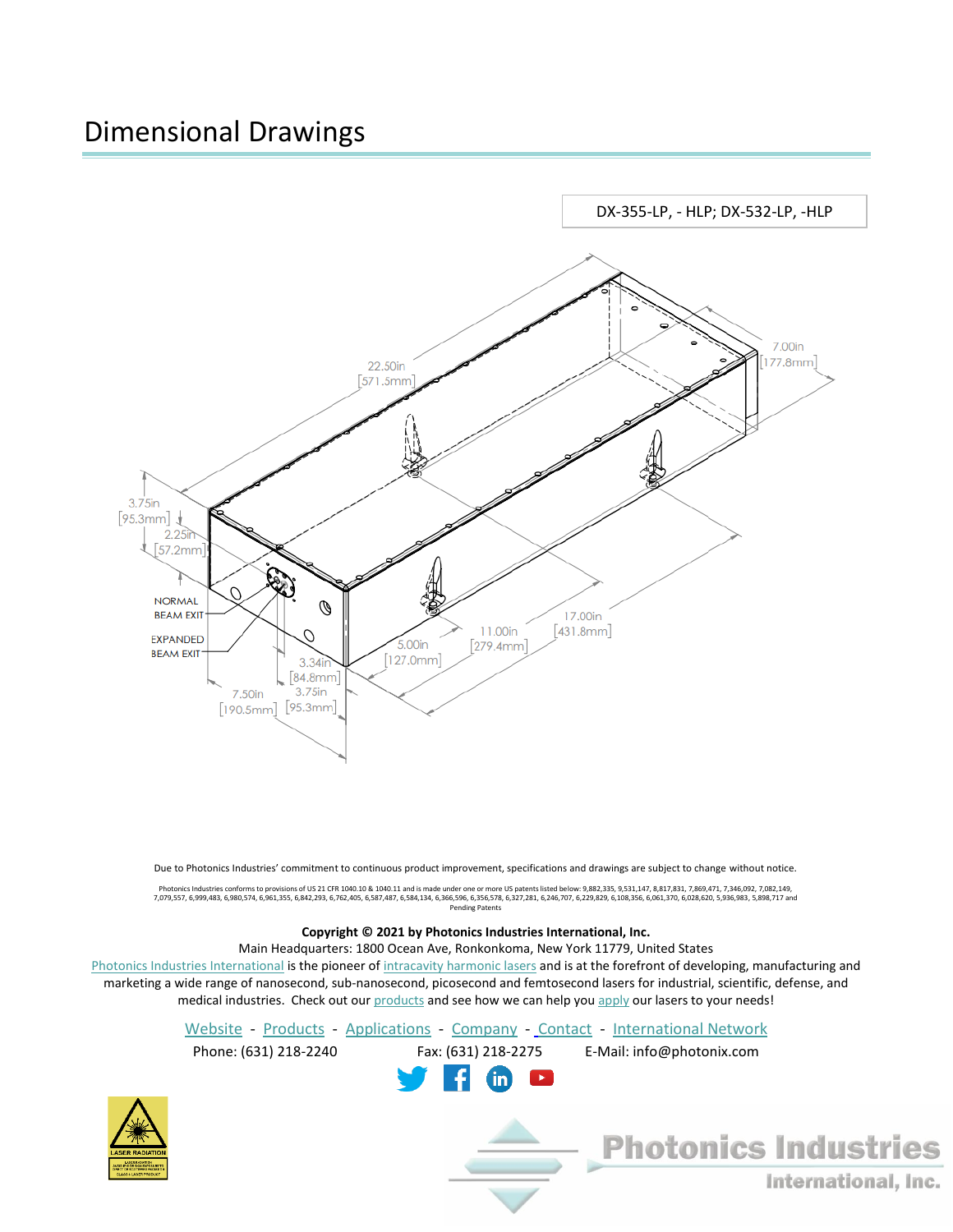# Dimensional Drawings

DX-355-LP, - HLP; DX-532-LP, -HLP

22.50in
[571.5mm]

7.00in
[177.8mm]

3.75in
[95.3mm]

2.25in
[57.2mm]

NORMAL BEAM EXIT

EXPANDED BEAM EXIT

3.34in
[84.8mm]

7.50in
[190.5mm]

3.75in
[95.3mm]

5.00in
[127.0mm]

11.00in
[279.4mm]

17.00in
[431.8mm]

Due to Photonics Industries' commitment to continuous product improvement, specifications and drawings are subject to change without notice.

Photonics Industries conforms to provisions of US 21 CFR 1040.10 & 1040.11 and is made under one or more US patents listed below: 9,882,335, 9,531,147, 8,817,831, 7,869,471, 7,346,092, 7,082,149, 7,079,557, 6,999,483, 6,980,574, 6,961,355, 6,842,293, 6,762,405, 6,587,487, 6,584,134, 6,366,596, 6,356,578, 6,327,281, 6,246,707, 6,229,829, 6,108,356, 6,061,370, 6,028,620, 5,936,983, 5,898,717 and Pending Patents

**Copyright © 2021 by Photonics Industries International, Inc.**

Main Headquarters: 1800 Ocean Ave, Ronkonkoma, New York 11779, United States

Photonics Industries International is the pioneer of intracavity harmonic lasers and is at the forefront of developing, manufacturing and marketing a wide range of nanosecond, sub-nanosecond, picosecond and femtosecond lasers for industrial, scientific, defense, and medical industries. Check out our products and see how we can help you apply our lasers to your needs!

Website - Products - Applications - Company - Contact - International Network

Phone: (631) 218-2240 Fax: (631) 218-2275 E-Mail: info@photonix.com

Photonics Industries International, Inc.